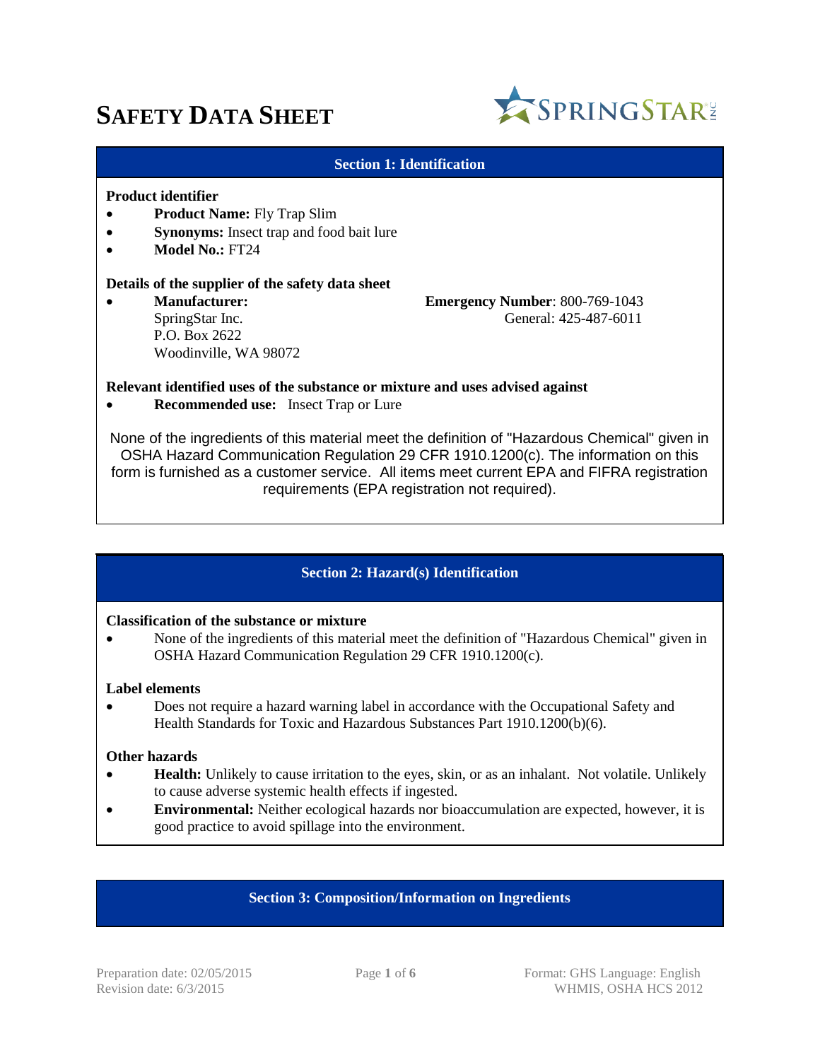# SAFETY DATA SHEET

SPRINGSTAR INC

## Section 1: Identification

**Product identifier**

- **Product Name:** Fly Trap Slim
- **Synonyms:** Insect trap and food bait lure
- **Model No.:** FT24

**Details of the supplier of the safety data sheet**

- **Manufacturer:**
  SpringStar Inc.
  P.O. Box 2622
  Woodinville, WA 98072

**Emergency Number**: 800-769-1043
General: 425-487-6011

**Relevant identified uses of the substance or mixture and uses advised against**

- **Recommended use:** Insect Trap or Lure

None of the ingredients of this material meet the definition of "Hazardous Chemical" given in OSHA Hazard Communication Regulation 29 CFR 1910.1200(c). The information on this form is furnished as a customer service. All items meet current EPA and FIFRA registration requirements (EPA registration not required).

## Section 2: Hazard(s) Identification

**Classification of the substance or mixture**

- None of the ingredients of this material meet the definition of "Hazardous Chemical" given in OSHA Hazard Communication Regulation 29 CFR 1910.1200(c).

**Label elements**

- Does not require a hazard warning label in accordance with the Occupational Safety and Health Standards for Toxic and Hazardous Substances Part 1910.1200(b)(6).

**Other hazards**

- **Health:** Unlikely to cause irritation to the eyes, skin, or as an inhalant. Not volatile. Unlikely to cause adverse systemic health effects if ingested.
- **Environmental:** Neither ecological hazards nor bioaccumulation are expected, however, it is good practice to avoid spillage into the environment.

## Section 3: Composition/Information on Ingredients

Preparation date: 02/05/2015
Revision date: 6/3/2015

Format: GHS Language: English
WHMIS, OSHA HCS 2012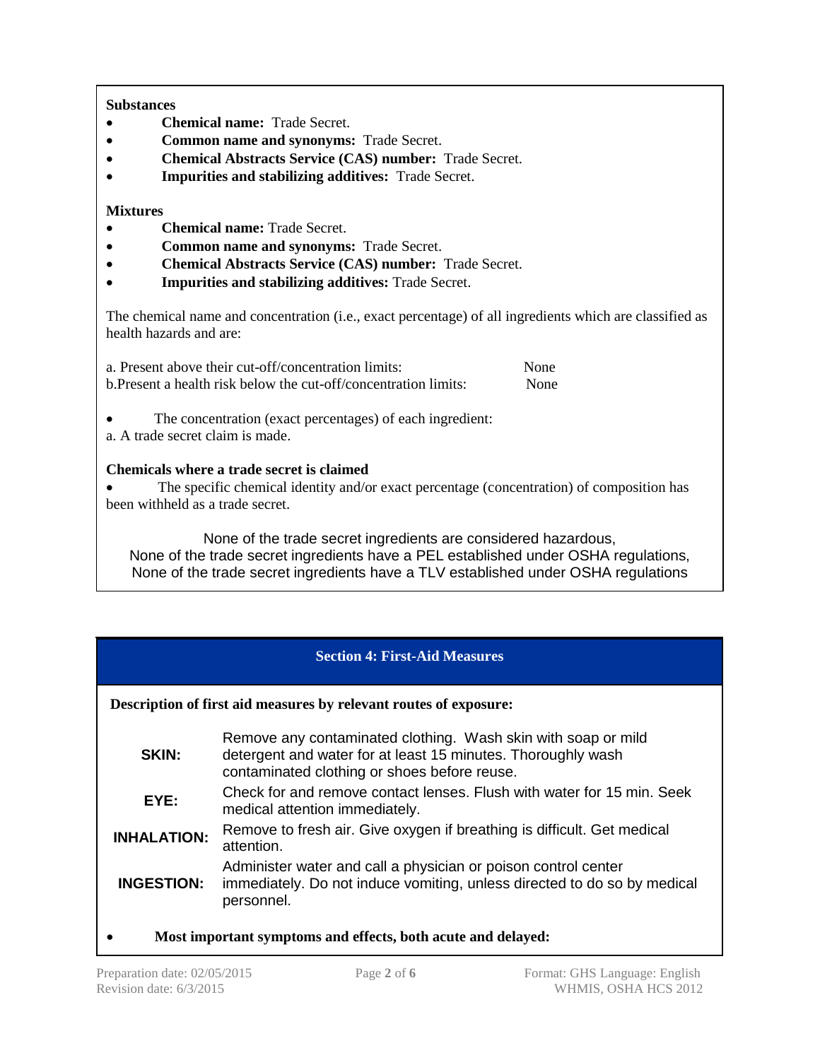**Substances**

- **Chemical name:** Trade Secret.
- **Common name and synonyms:** Trade Secret.
- **Chemical Abstracts Service (CAS) number:** Trade Secret.
- **Impurities and stabilizing additives:** Trade Secret.

**Mixtures**

- **Chemical name:** Trade Secret.
- **Common name and synonyms:** Trade Secret.
- **Chemical Abstracts Service (CAS) number:** Trade Secret.
- **Impurities and stabilizing additives:** Trade Secret.

The chemical name and concentration (i.e., exact percentage) of all ingredients which are classified as health hazards and are:

a. Present above their cut-off/concentration limits: None
b.Present a health risk below the cut-off/concentration limits: None

- The concentration (exact percentages) of each ingredient:

a. A trade secret claim is made.

**Chemicals where a trade secret is claimed**

- The specific chemical identity and/or exact percentage (concentration) of composition has been withheld as a trade secret.

None of the trade secret ingredients are considered hazardous,
None of the trade secret ingredients have a PEL established under OSHA regulations,
None of the trade secret ingredients have a TLV established under OSHA regulations

## Section 4: First-Aid Measures

**Description of first aid measures by relevant routes of exposure:**

| | |
|---|---|
| **SKIN:** | Remove any contaminated clothing. Wash skin with soap or mild detergent and water for at least 15 minutes. Thoroughly wash contaminated clothing or shoes before reuse. |
| **EYE:** | Check for and remove contact lenses. Flush with water for 15 min. Seek medical attention immediately. |
| **INHALATION:** | Remove to fresh air. Give oxygen if breathing is difficult. Get medical attention. |
| **INGESTION:** | Administer water and call a physician or poison control center immediately. Do not induce vomiting, unless directed to do so by medical personnel. |

- **Most important symptoms and effects, both acute and delayed:**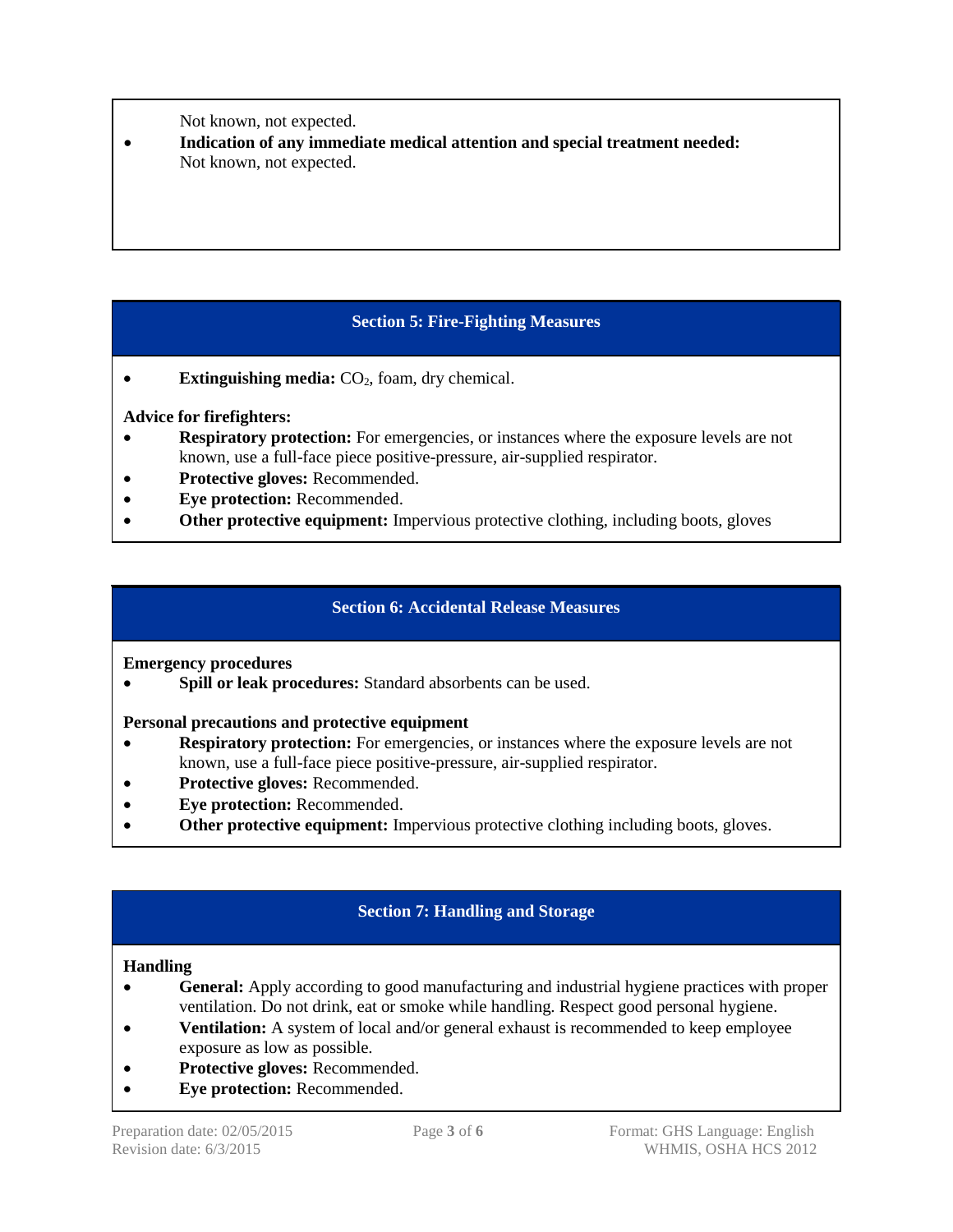Not known, not expected.

- **Indication of any immediate medical attention and special treatment needed:** Not known, not expected.

## Section 5: Fire-Fighting Measures

- **Extinguishing media:** $CO_2$, foam, dry chemical.

**Advice for firefighters:**

- **Respiratory protection:** For emergencies, or instances where the exposure levels are not known, use a full-face piece positive-pressure, air-supplied respirator.
- **Protective gloves:** Recommended.
- **Eye protection:** Recommended.
- **Other protective equipment:** Impervious protective clothing, including boots, gloves

## Section 6: Accidental Release Measures

**Emergency procedures**

- **Spill or leak procedures:** Standard absorbents can be used.

**Personal precautions and protective equipment**

- **Respiratory protection:** For emergencies, or instances where the exposure levels are not known, use a full-face piece positive-pressure, air-supplied respirator.
- **Protective gloves:** Recommended.
- **Eye protection:** Recommended.
- **Other protective equipment:** Impervious protective clothing including boots, gloves.

## Section 7: Handling and Storage

**Handling**

- **General:** Apply according to good manufacturing and industrial hygiene practices with proper ventilation. Do not drink, eat or smoke while handling. Respect good personal hygiene.
- **Ventilation:** A system of local and/or general exhaust is recommended to keep employee exposure as low as possible.
- **Protective gloves:** Recommended.
- **Eye protection:** Recommended.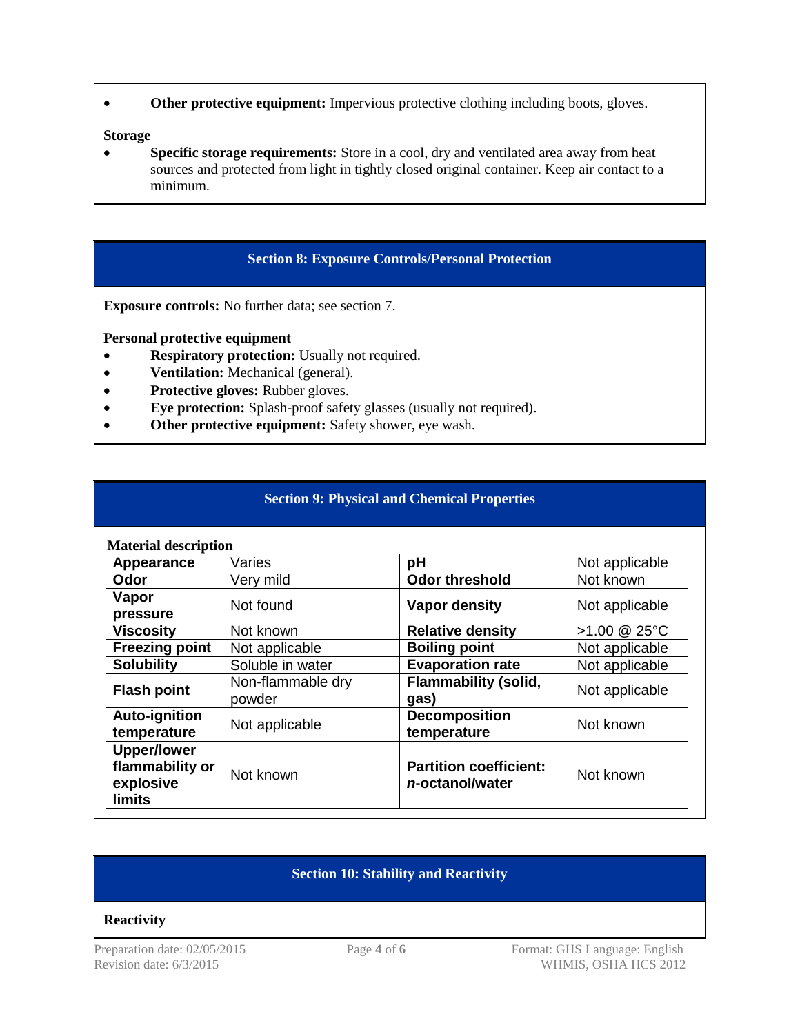- **Other protective equipment:** Impervious protective clothing including boots, gloves.

**Storage**

- **Specific storage requirements:** Store in a cool, dry and ventilated area away from heat sources and protected from light in tightly closed original container. Keep air contact to a minimum.

## Section 8: Exposure Controls/Personal Protection

**Exposure controls:** No further data; see section 7.

**Personal protective equipment**

- **Respiratory protection:** Usually not required.
- **Ventilation:** Mechanical (general).
- **Protective gloves:** Rubber gloves.
- **Eye protection:** Splash-proof safety glasses (usually not required).
- **Other protective equipment:** Safety shower, eye wash.

## Section 9: Physical and Chemical Properties

**Material description**

| | | | |
|---|---|---|---|
| **Appearance** | Varies | **pH** | Not applicable |
| **Odor** | Very mild | **Odor threshold** | Not known |
| **Vapor pressure** | Not found | **Vapor density** | Not applicable |
| **Viscosity** | Not known | **Relative density** | >1.00 @ 25°C |
| **Freezing point** | Not applicable | **Boiling point** | Not applicable |
| **Solubility** | Soluble in water | **Evaporation rate** | Not applicable |
| **Flash point** | Non-flammable dry powder | **Flammability (solid, gas)** | Not applicable |
| **Auto-ignition temperature** | Not applicable | **Decomposition temperature** | Not known |
| **Upper/lower flammability or explosive limits** | Not known | **Partition coefficient: *n*-octanol/water** | Not known |

## Section 10: Stability and Reactivity

**Reactivity**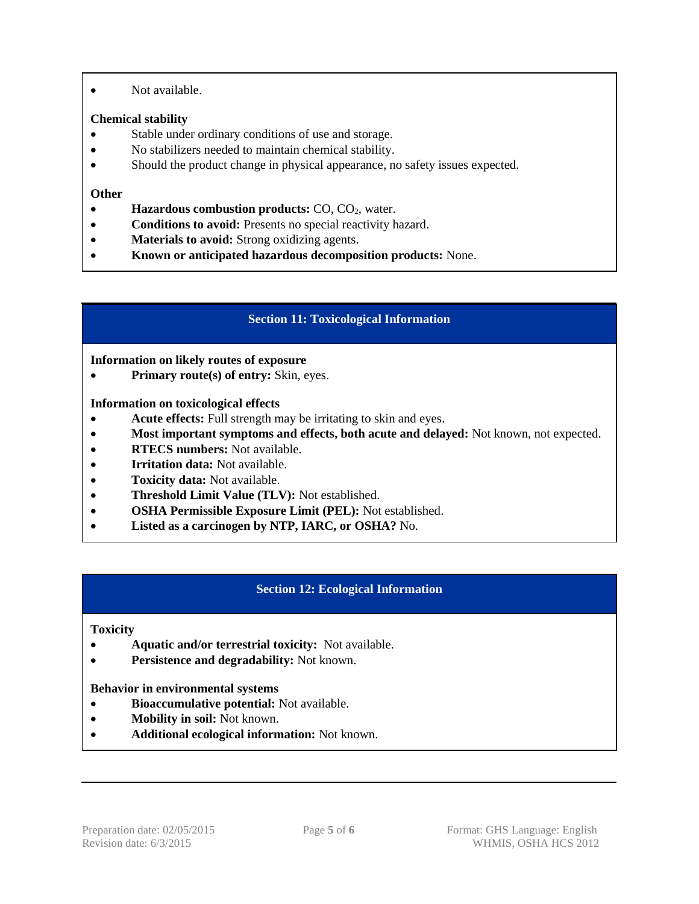- Not available.

**Chemical stability**

- Stable under ordinary conditions of use and storage.
- No stabilizers needed to maintain chemical stability.
- Should the product change in physical appearance, no safety issues expected.

**Other**

- **Hazardous combustion products:** CO, $CO_2$, water.
- **Conditions to avoid:** Presents no special reactivity hazard.
- **Materials to avoid:** Strong oxidizing agents.
- **Known or anticipated hazardous decomposition products:** None.

## Section 11: Toxicological Information

**Information on likely routes of exposure**

- **Primary route(s) of entry:** Skin, eyes.

**Information on toxicological effects**

- **Acute effects:** Full strength may be irritating to skin and eyes.
- **Most important symptoms and effects, both acute and delayed:** Not known, not expected.
- **RTECS numbers:** Not available.
- **Irritation data:** Not available.
- **Toxicity data:** Not available.
- **Threshold Limit Value (TLV):** Not established.
- **OSHA Permissible Exposure Limit (PEL):** Not established.
- **Listed as a carcinogen by NTP, IARC, or OSHA?** No.

## Section 12: Ecological Information

**Toxicity**

- **Aquatic and/or terrestrial toxicity:** Not available.
- **Persistence and degradability:** Not known.

**Behavior in environmental systems**

- **Bioaccumulative potential:** Not available.
- **Mobility in soil:** Not known.
- **Additional ecological information:** Not known.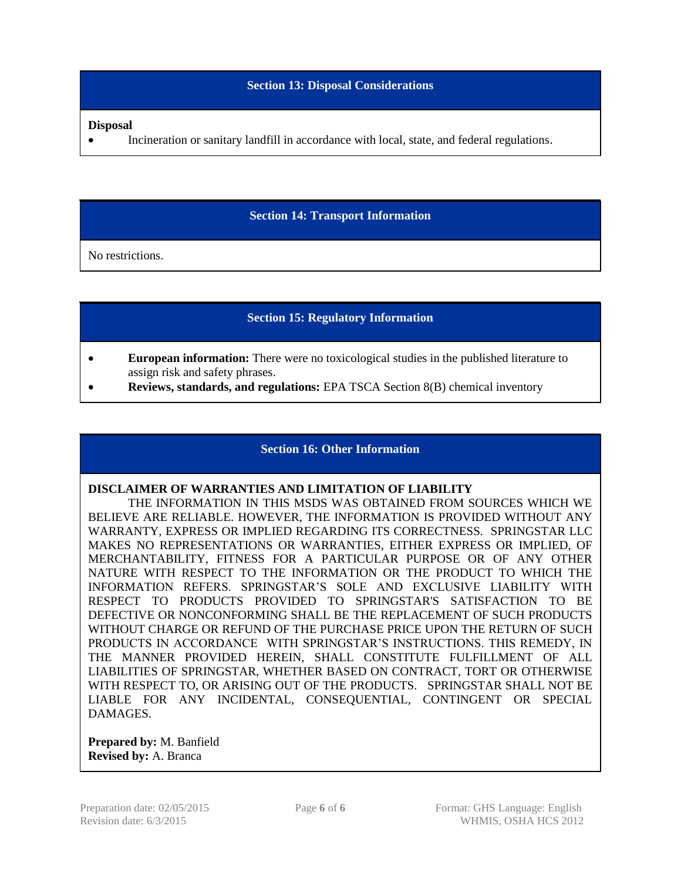## Section 13: Disposal Considerations

**Disposal**

- Incineration or sanitary landfill in accordance with local, state, and federal regulations.

## Section 14: Transport Information

No restrictions.

## Section 15: Regulatory Information

- **European information:** There were no toxicological studies in the published literature to assign risk and safety phrases.
- **Reviews, standards, and regulations:** EPA TSCA Section 8(B) chemical inventory

## Section 16: Other Information

**DISCLAIMER OF WARRANTIES AND LIMITATION OF LIABILITY**

THE INFORMATION IN THIS MSDS WAS OBTAINED FROM SOURCES WHICH WE BELIEVE ARE RELIABLE. HOWEVER, THE INFORMATION IS PROVIDED WITHOUT ANY WARRANTY, EXPRESS OR IMPLIED REGARDING ITS CORRECTNESS. SPRINGSTAR LLC MAKES NO REPRESENTATIONS OR WARRANTIES, EITHER EXPRESS OR IMPLIED, OF MERCHANTABILITY, FITNESS FOR A PARTICULAR PURPOSE OR OF ANY OTHER NATURE WITH RESPECT TO THE INFORMATION OR THE PRODUCT TO WHICH THE INFORMATION REFERS. SPRINGSTAR'S SOLE AND EXCLUSIVE LIABILITY WITH RESPECT TO PRODUCTS PROVIDED TO SPRINGSTAR'S SATISFACTION TO BE DEFECTIVE OR NONCONFORMING SHALL BE THE REPLACEMENT OF SUCH PRODUCTS WITHOUT CHARGE OR REFUND OF THE PURCHASE PRICE UPON THE RETURN OF SUCH PRODUCTS IN ACCORDANCE WITH SPRINGSTAR'S INSTRUCTIONS. THIS REMEDY, IN THE MANNER PROVIDED HEREIN, SHALL CONSTITUTE FULFILLMENT OF ALL LIABILITIES OF SPRINGSTAR, WHETHER BASED ON CONTRACT, TORT OR OTHERWISE WITH RESPECT TO, OR ARISING OUT OF THE PRODUCTS. SPRINGSTAR SHALL NOT BE LIABLE FOR ANY INCIDENTAL, CONSEQUENTIAL, CONTINGENT OR SPECIAL DAMAGES.

**Prepared by:** M. Banfield
**Revised by:** A. Branca

Preparation date: 02/05/2015
Revision date: 6/3/2015

Format: GHS Language: English
WHMIS, OSHA HCS 2012